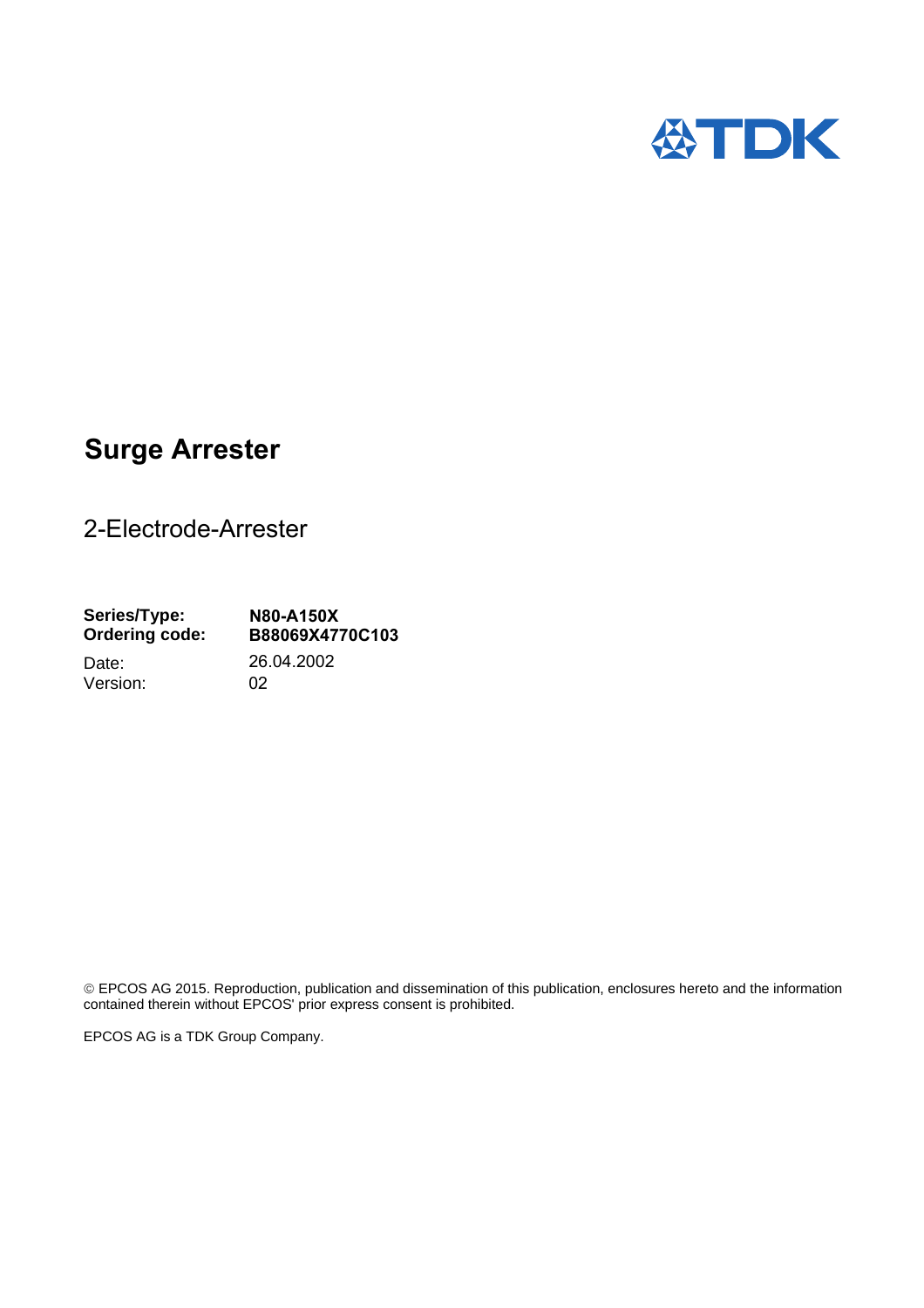# Surge Arrester

## 2-Electrode-Arrester

**Series/Type:** **N80-A150X**
**Ordering code:** **B88069X4770C103**
Date: 26.04.2002
Version: 02

© EPCOS AG 2015. Reproduction, publication and dissemination of this publication, enclosures hereto and the information contained therein without EPCOS' prior express consent is prohibited.

EPCOS AG is a TDK Group Company.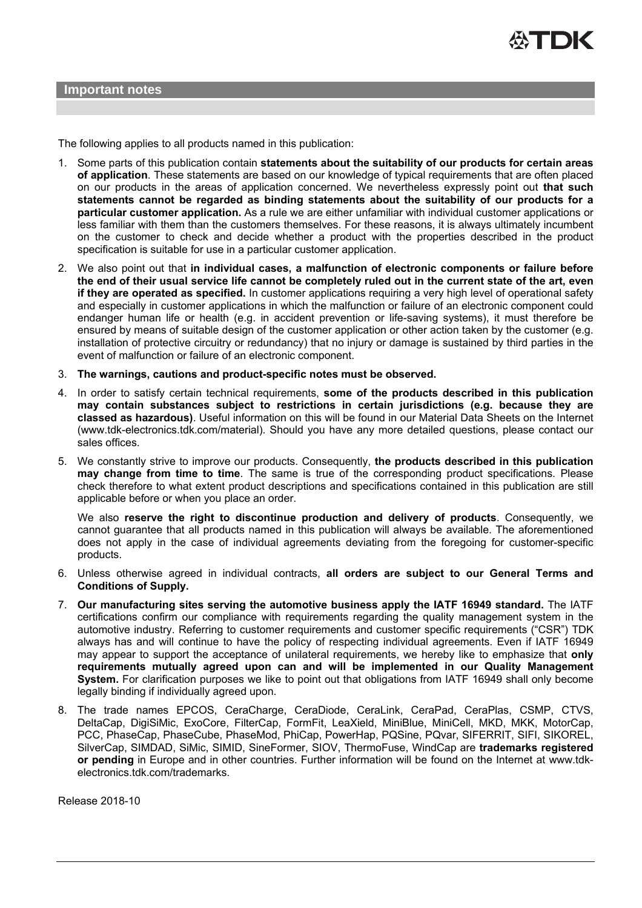## Important notes

The following applies to all products named in this publication:

1. Some parts of this publication contain **statements about the suitability of our products for certain areas of application**. These statements are based on our knowledge of typical requirements that are often placed on our products in the areas of application concerned. We nevertheless expressly point out **that such statements cannot be regarded as binding statements about the suitability of our products for a particular customer application.** As a rule we are either unfamiliar with individual customer applications or less familiar with them than the customers themselves. For these reasons, it is always ultimately incumbent on the customer to check and decide whether a product with the properties described in the product specification is suitable for use in a particular customer application.
2. We also point out that **in individual cases, a malfunction of electronic components or failure before the end of their usual service life cannot be completely ruled out in the current state of the art, even if they are operated as specified.** In customer applications requiring a very high level of operational safety and especially in customer applications in which the malfunction or failure of an electronic component could endanger human life or health (e.g. in accident prevention or life-saving systems), it must therefore be ensured by means of suitable design of the customer application or other action taken by the customer (e.g. installation of protective circuitry or redundancy) that no injury or damage is sustained by third parties in the event of malfunction or failure of an electronic component.
3. **The warnings, cautions and product-specific notes must be observed.**
4. In order to satisfy certain technical requirements, **some of the products described in this publication may contain substances subject to restrictions in certain jurisdictions (e.g. because they are classed as hazardous)**. Useful information on this will be found in our Material Data Sheets on the Internet (www.tdk-electronics.tdk.com/material). Should you have any more detailed questions, please contact our sales offices.
5. We constantly strive to improve our products. Consequently, **the products described in this publication may change from time to time**. The same is true of the corresponding product specifications. Please check therefore to what extent product descriptions and specifications contained in this publication are still applicable before or when you place an order.

   We also **reserve the right to discontinue production and delivery of products**. Consequently, we cannot guarantee that all products named in this publication will always be available. The aforementioned does not apply in the case of individual agreements deviating from the foregoing for customer-specific products.
6. Unless otherwise agreed in individual contracts, **all orders are subject to our General Terms and Conditions of Supply.**
7. **Our manufacturing sites serving the automotive business apply the IATF 16949 standard.** The IATF certifications confirm our compliance with requirements regarding the quality management system in the automotive industry. Referring to customer requirements and customer specific requirements ("CSR") TDK always has and will continue to have the policy of respecting individual agreements. Even if IATF 16949 may appear to support the acceptance of unilateral requirements, we hereby like to emphasize that **only requirements mutually agreed upon can and will be implemented in our Quality Management System.** For clarification purposes we like to point out that obligations from IATF 16949 shall only become legally binding if individually agreed upon.
8. The trade names EPCOS, CeraCharge, CeraDiode, CeraLink, CeraPad, CeraPlas, CSMP, CTVS, DeltaCap, DigiSiMic, ExoCore, FilterCap, FormFit, LeaXield, MiniBlue, MiniCell, MKD, MKK, MotorCap, PCC, PhaseCap, PhaseCube, PhaseMod, PhiCap, PowerHap, PQSine, PQvar, SIFERRIT, SIFI, SIKOREL, SilverCap, SIMDAD, SiMic, SIMID, SineFormer, SIOV, ThermoFuse, WindCap are **trademarks registered or pending** in Europe and in other countries. Further information will be found on the Internet at www.tdk-electronics.tdk.com/trademarks.

Release 2018-10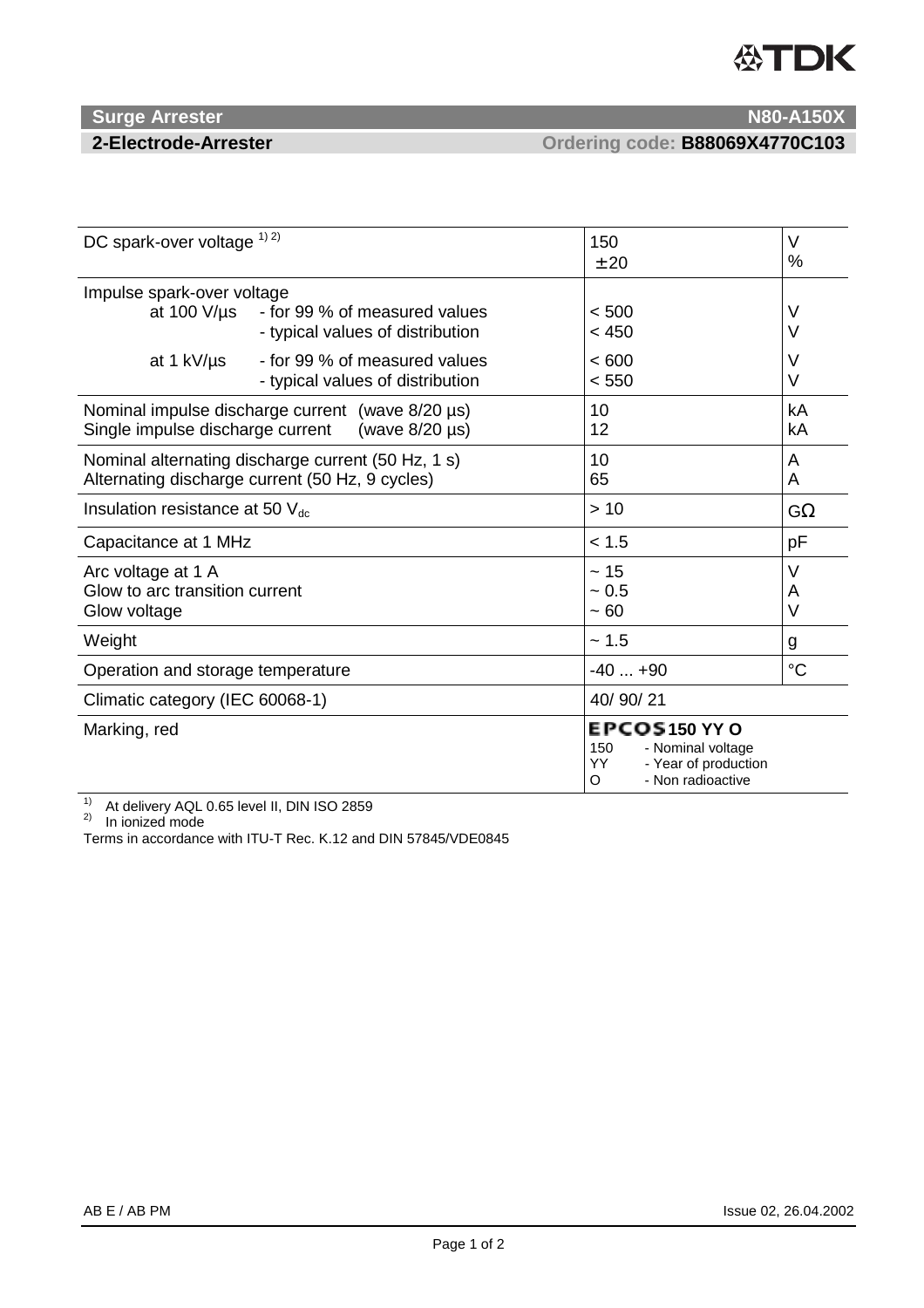**Surge Arrester** **N80-A150X**

**2-Electrode-Arrester** Ordering code: **B88069X4770C103**

| Parameter | | Value | Unit |
|---|---|---|---|
| DC spark-over voltage [1) 2)] | | 150<br>± 20 | V<br>% |
| Impulse spark-over voltage<br>at 100 V/µs | - for 99 % of measured values<br>- typical values of distribution | < 500<br>< 450 | V<br>V |
| at 1 kV/µs | - for 99 % of measured values<br>- typical values of distribution | < 600<br>< 550 | V<br>V |
| Nominal impulse discharge current (wave 8/20 µs)<br>Single impulse discharge current (wave 8/20 µs) | | 10<br>12 | kA<br>kA |
| Nominal alternating discharge current (50 Hz, 1 s)<br>Alternating discharge current (50 Hz, 9 cycles) | | 10<br>65 | A<br>A |
| Insulation resistance at 50 $V_{dc}$ | | > 10 | GΩ |
| Capacitance at 1 MHz | | < 1.5 | pF |
| Arc voltage at 1 A<br>Glow to arc transition current<br>Glow voltage | | ~ 15<br>~ 0.5<br>~ 60 | V<br>A<br>V |
| Weight | | ~ 1.5 | g |
| Operation and storage temperature | | -40 ... +90 | °C |
| Climatic category (IEC 60068-1) | | 40/ 90/ 21 | |
| Marking, red | | **EPCOS 150 YY O**<br>150 - Nominal voltage<br>YY - Year of production<br>O - Non radioactive | |

[1)] At delivery AQL 0.65 level II, DIN ISO 2859
[2)] In ionized mode

Terms in accordance with ITU-T Rec. K.12 and DIN 57845/VDE0845

AB E / AB PM Issue 02, 26.04.2002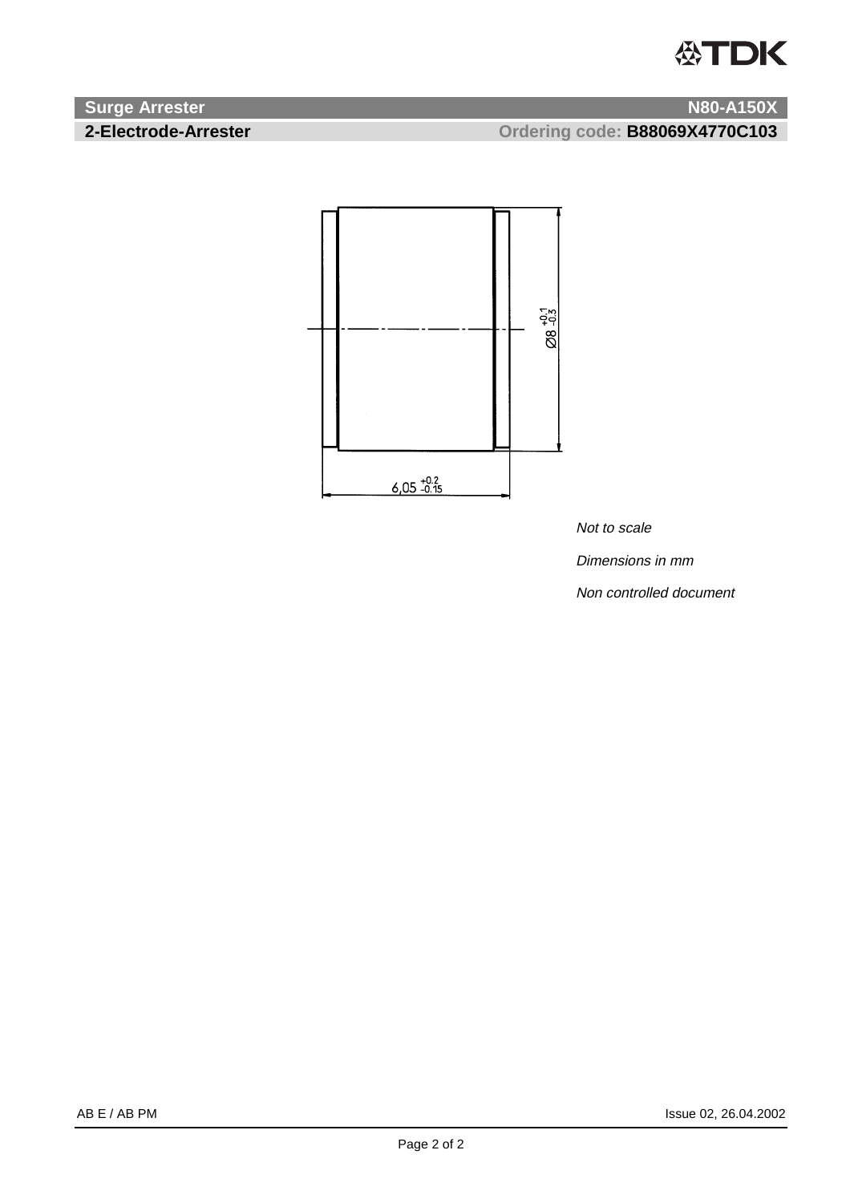## Surge Arrester N80-A150X

**2-Electrode-Arrester** Ordering code: **B88069X4770C103**

Ø8 $^{+0.1}_{-0.3}$

6,05 $^{+0.2}_{-0.15}$

*Not to scale*

*Dimensions in mm*

*Non controlled document*

AB E / AB PM

Issue 02, 26.04.2002